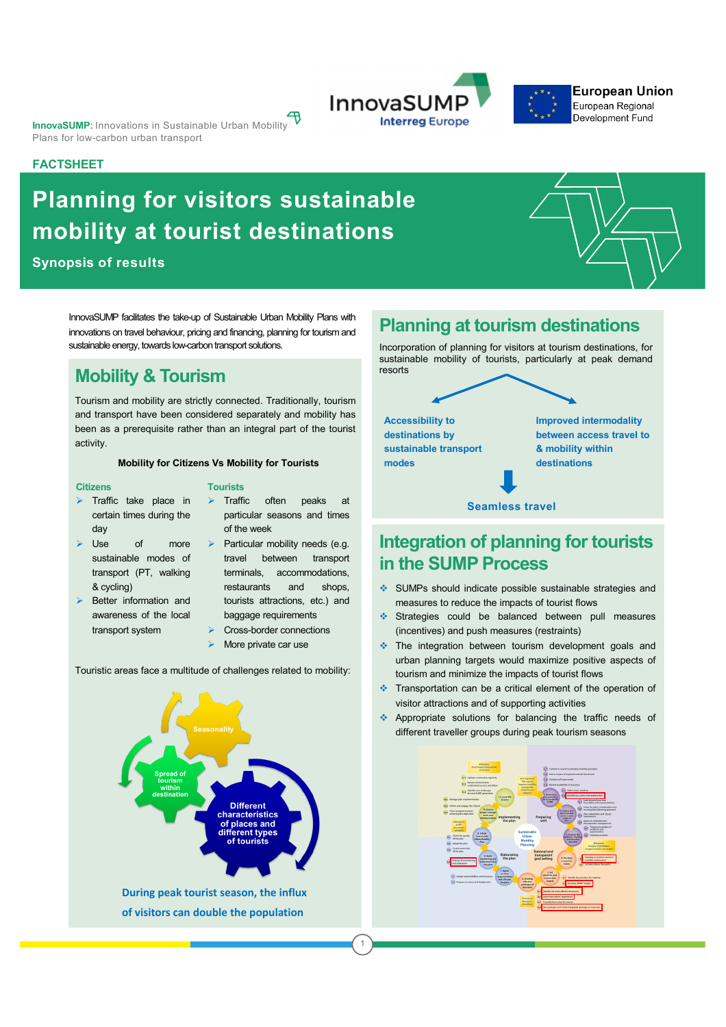**InnovaSUMP:** Innovations in Sustainable Urban Mobility Plans for low-carbon urban transport

InnovaSUMP
Interreg Europe

European Union
European Regional Development Fund

**FACTSHEET**

# Planning for visitors sustainable mobility at tourist destinations

### Synopsis of results

InnovaSUMP facilitates the take-up of Sustainable Urban Mobility Plans with innovations on travel behaviour, pricing and financing, planning for tourism and sustainable energy, towards low-carbon transport solutions.

## Mobility & Tourism

Tourism and mobility are strictly connected. Traditionally, tourism and transport have been considered separately and mobility has been as a prerequisite rather than an integral part of the tourist activity.

**Mobility for Citizens Vs Mobility for Tourists**

**Citizens**

- Traffic take place in certain times during the day
- Use of more sustainable modes of transport (PT, walking & cycling)
- Better information and awareness of the local transport system

**Tourists**

- Traffic often peaks at particular seasons and times of the week
- Particular mobility needs (e.g. travel between transport terminals, accommodations, restaurants and shops, tourists attractions, etc.) and baggage requirements
- Cross-border connections
- More private car use

Touristic areas face a multitude of challenges related to mobility:

- Seasonality
- Spread of tourism within destination
- Different characteristics of places and different types of tourists

**During peak tourist season, the influx of visitors can double the population**

## Planning at tourism destinations

Incorporation of planning for visitors at tourism destinations, for sustainable mobility of tourists, particularly at peak demand resorts

- **Accessibility to destinations by sustainable transport modes**
- **Improved intermodality between access travel to & mobility within destinations**

**Seamless travel**

## Integration of planning for tourists in the SUMP Process

- SUMPs should indicate possible sustainable strategies and measures to reduce the impacts of tourist flows
- Strategies could be balanced between pull measures (incentives) and push measures (restraints)
- The integration between tourism development goals and urban planning targets would maximize positive aspects of tourism and minimize the impacts of tourist flows
- Transportation can be a critical element of the operation of visitor attractions and of supporting activities
- Appropriate solutions for balancing the traffic needs of different traveller groups during peak tourism seasons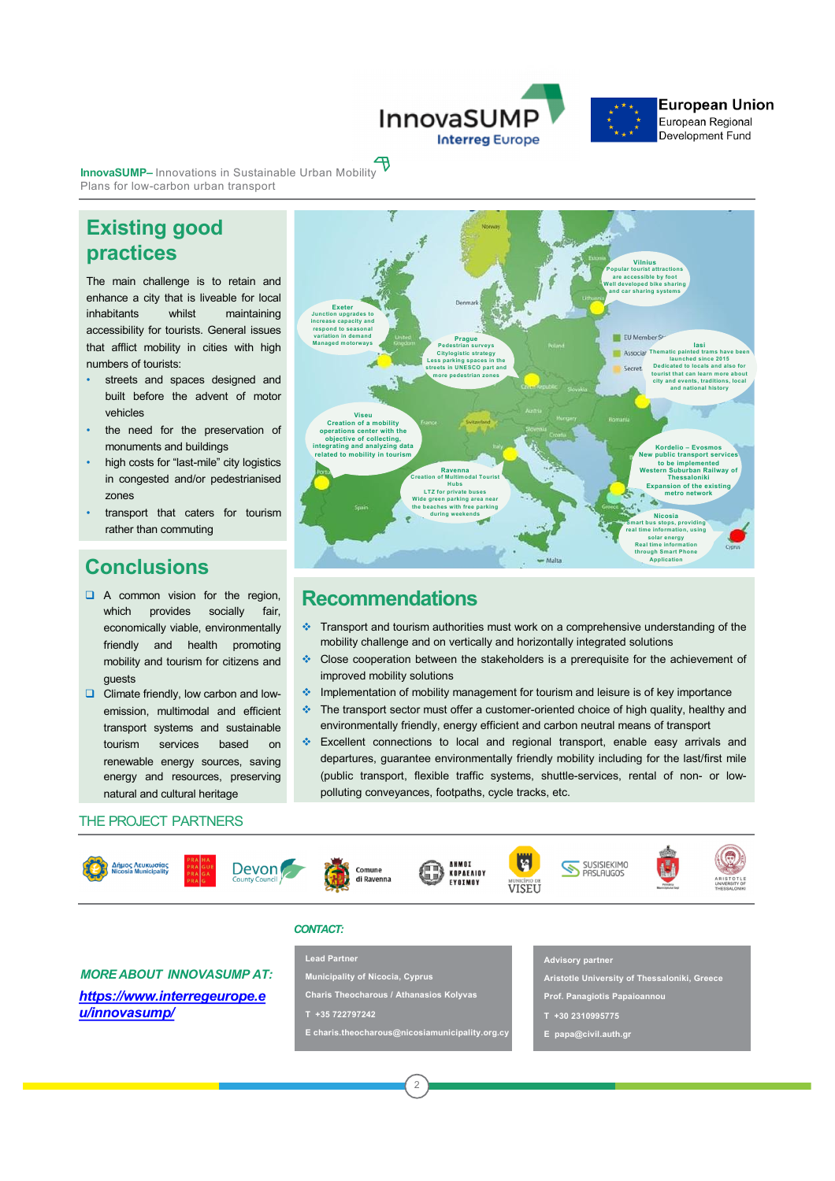InnovaSUMP
Interreg Europe

European Union
European Regional Development Fund

**InnovaSUMP**– Innovations in Sustainable Urban Mobility Plans for low-carbon urban transport

## Existing good practices

The main challenge is to retain and enhance a city that is liveable for local inhabitants whilst maintaining accessibility for tourists. General issues that afflict mobility in cities with high numbers of tourists:

- streets and spaces designed and built before the advent of motor vehicles
- the need for the preservation of monuments and buildings
- high costs for "last-mile" city logistics in congested and/or pedestrianised zones
- transport that caters for tourism rather than commuting

Exeter
Junction upgrades to increase capacity and respond to seasonal variation in demand
Managed motorways

Vilnius
Popular tourist attractions are accessible by foot
Well developed bike sharing and car sharing systems

Prague
Pedestrian surveys
Citylogistic strategy
Less parking spaces in the streets in UNESCO part and more pedestrian zones

Iasi
Thematic painted trams have been launched since 2015
Dedicated to locals and also for tourist that can learn more about city and events, traditions, local and national history

Viseu
Creation of a mobility operations center with the objective of collecting, integrating and analyzing data related to mobility in tourism

Ravenna
Creation of Multimodal Tourist Hubs
LTZ for private buses
Wide green parking area near the beaches with free parking during weekends

Kordelio – Evosmos
New public transport services to be implemented
Western Suburban Railway of Thessaloniki
Expansion of the existing metro network

Nicosia
Smart bus stops, providing real time information, using solar energy
Real time information through Smart Phone Application

## Conclusions

- A common vision for the region, which provides socially fair, economically viable, environmentally friendly and health promoting mobility and tourism for citizens and guests
- Climate friendly, low carbon and low-emission, multimodal and efficient transport systems and sustainable tourism services based on renewable energy sources, saving energy and resources, preserving natural and cultural heritage

## Recommendations

- Transport and tourism authorities must work on a comprehensive understanding of the mobility challenge and on vertically and horizontally integrated solutions
- Close cooperation between the stakeholders is a prerequisite for the achievement of improved mobility solutions
- Implementation of mobility management for tourism and leisure is of key importance
- The transport sector must offer a customer-oriented choice of high quality, healthy and environmentally friendly, energy efficient and carbon neutral means of transport
- Excellent connections to local and regional transport, enable easy arrivals and departures, guarantee environmentally friendly mobility including for the last/first mile (public transport, flexible traffic systems, shuttle-services, rental of non- or low-polluting conveyances, footpaths, cycle tracks, etc.

## THE PROJECT PARTNERS

Δήμος Λευκωσίας Nicosia Municipality · PRAHA PRAGUE · Devon County Council · Comune di Ravenna · ΔΗΜΟΣ ΚΟΡΔΕΛΙΟΥ ΕΥΟΣΜΟΥ · Município de VISEU · SUSISIEKIMO PASLAUGOS · Primăria Municipiului Iași · ARISTOTLE UNIVERSITY OF THESSALONIKI

***MORE ABOUT INNOVASUMP AT:***

***https://www.interregeurope.eu/innovasump/***

***CONTACT:***

**Lead Partner**
**Municipality of Nicocia, Cyprus**
**Charis Theocharous / Athanasios Kolyvas**
**T +35 722797242**
**E charis.theocharous@nicosiamunicipality.org.cy**

**Advisory partner**
**Aristotle University of Thessaloniki, Greece**
**Prof. Panagiotis Papaioannou**
**T +30 2310995775**
**E papa@civil.auth.gr**